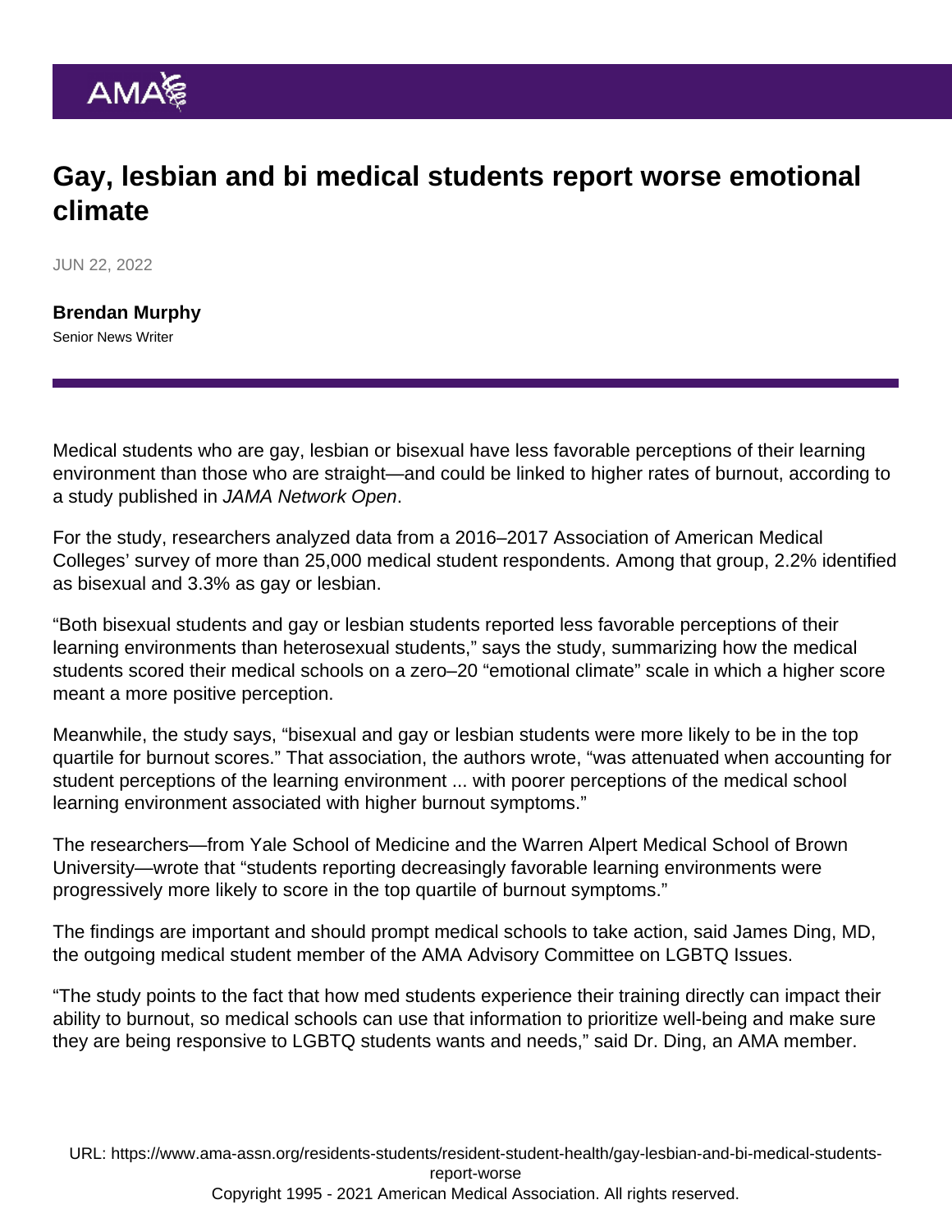# Gay, lesbian and bi medical students report worse emotional climate

JUN 22, 2022

**Brendan Murphy**
Senior News Writer

Medical students who are gay, lesbian or bisexual have less favorable perceptions of their learning environment than those who are straight—and could be linked to higher rates of burnout, according to a study published in *JAMA Network Open*.

For the study, researchers analyzed data from a 2016–2017 Association of American Medical Colleges' survey of more than 25,000 medical student respondents. Among that group, 2.2% identified as bisexual and 3.3% as gay or lesbian.

"Both bisexual students and gay or lesbian students reported less favorable perceptions of their learning environments than heterosexual students," says the study, summarizing how the medical students scored their medical schools on a zero–20 "emotional climate" scale in which a higher score meant a more positive perception.

Meanwhile, the study says, "bisexual and gay or lesbian students were more likely to be in the top quartile for burnout scores." That association, the authors wrote, "was attenuated when accounting for student perceptions of the learning environment ... with poorer perceptions of the medical school learning environment associated with higher burnout symptoms."

The researchers—from Yale School of Medicine and the Warren Alpert Medical School of Brown University—wrote that "students reporting decreasingly favorable learning environments were progressively more likely to score in the top quartile of burnout symptoms."

The findings are important and should prompt medical schools to take action, said James Ding, MD, the outgoing medical student member of the AMA Advisory Committee on LGBTQ Issues.

"The study points to the fact that how med students experience their training directly can impact their ability to burnout, so medical schools can use that information to prioritize well-being and make sure they are being responsive to LGBTQ students wants and needs," said Dr. Ding, an AMA member.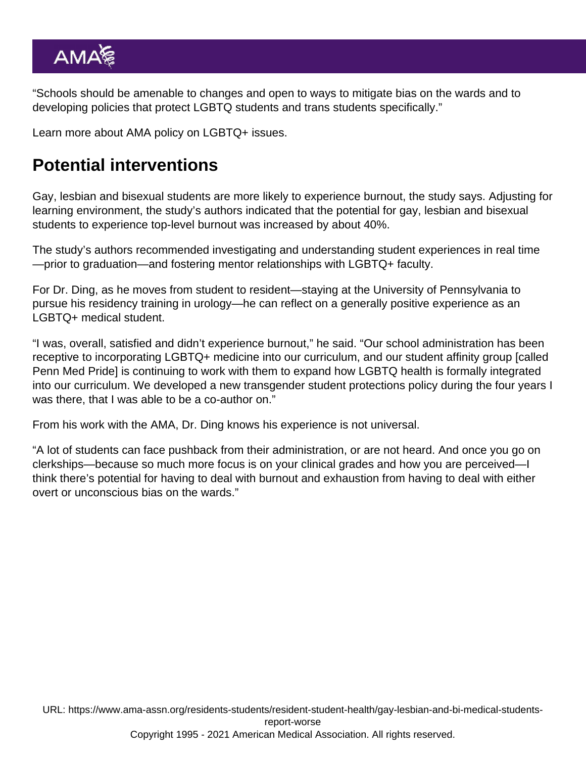"Schools should be amenable to changes and open to ways to mitigate bias on the wards and to developing policies that protect LGBTQ students and trans students specifically."

Learn more about AMA policy on LGBTQ+ issues.

## Potential interventions

Gay, lesbian and bisexual students are more likely to experience burnout, the study says. Adjusting for learning environment, the study's authors indicated that the potential for gay, lesbian and bisexual students to experience top-level burnout was increased by about 40%.

The study's authors recommended investigating and understanding student experiences in real time—prior to graduation—and fostering mentor relationships with LGBTQ+ faculty.

For Dr. Ding, as he moves from student to resident—staying at the University of Pennsylvania to pursue his residency training in urology—he can reflect on a generally positive experience as an LGBTQ+ medical student.

"I was, overall, satisfied and didn't experience burnout," he said. "Our school administration has been receptive to incorporating LGBTQ+ medicine into our curriculum, and our student affinity group [called Penn Med Pride] is continuing to work with them to expand how LGBTQ health is formally integrated into our curriculum. We developed a new transgender student protections policy during the four years I was there, that I was able to be a co-author on."

From his work with the AMA, Dr. Ding knows his experience is not universal.

"A lot of students can face pushback from their administration, or are not heard. And once you go on clerkships—because so much more focus is on your clinical grades and how you are perceived—I think there's potential for having to deal with burnout and exhaustion from having to deal with either overt or unconscious bias on the wards."